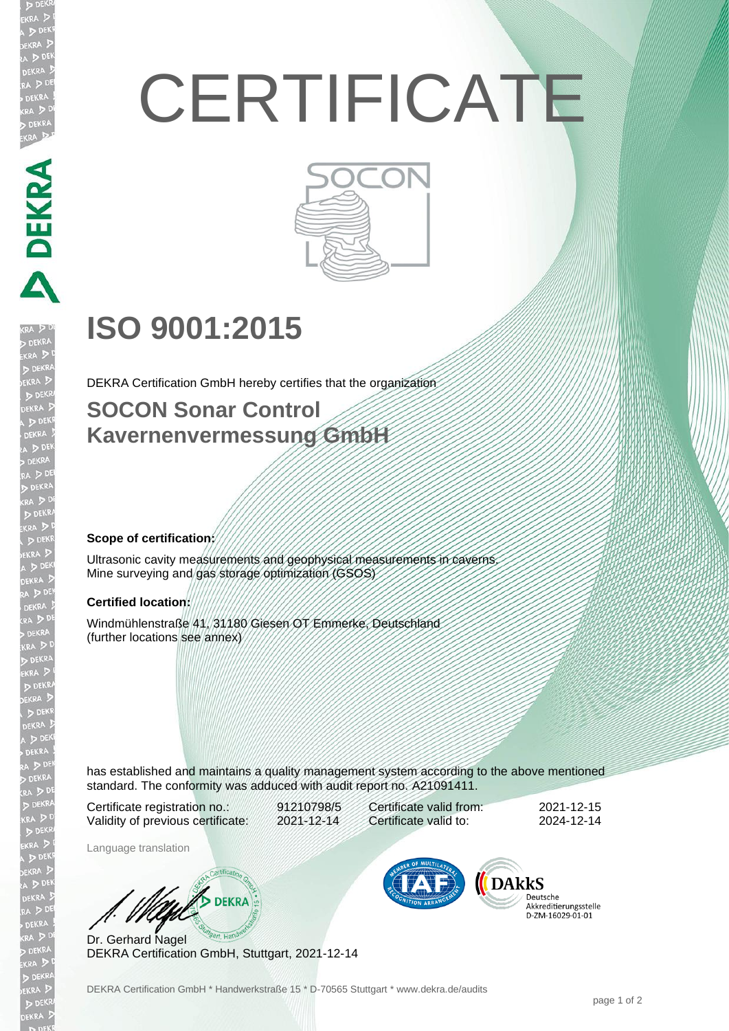# CERTIFICATE

SOCON

## ISO 9001:2015

DEKRA Certification GmbH hereby certifies that the organization

### SOCON Sonar Control Kavernenvermessung GmbH

**Scope of certification:**

Ultrasonic cavity measurements and geophysical measurements in caverns.
Mine surveying and gas storage optimization (GSOS)

**Certified location:**

Windmühlenstraße 41, 31180 Giesen OT Emmerke, Deutschland
(further locations see annex)

has established and maintains a quality management system according to the above mentioned standard. The conformity was adduced with audit report no. A21091411.

| | | | |
|---|---|---|---|
| Certificate registration no.: | 91210798/5 | Certificate valid from: | 2021-12-15 |
| Validity of previous certificate: | 2021-12-14 | Certificate valid to: | 2024-12-14 |

Language translation

Dr. Gerhard Nagel
DEKRA Certification GmbH, Stuttgart, 2021-12-14

DAkkS Deutsche Akkreditierungsstelle D-ZM-16029-01-01

DEKRA Certification GmbH * Handwerkstraße 15 * D-70565 Stuttgart * www.dekra.de/audits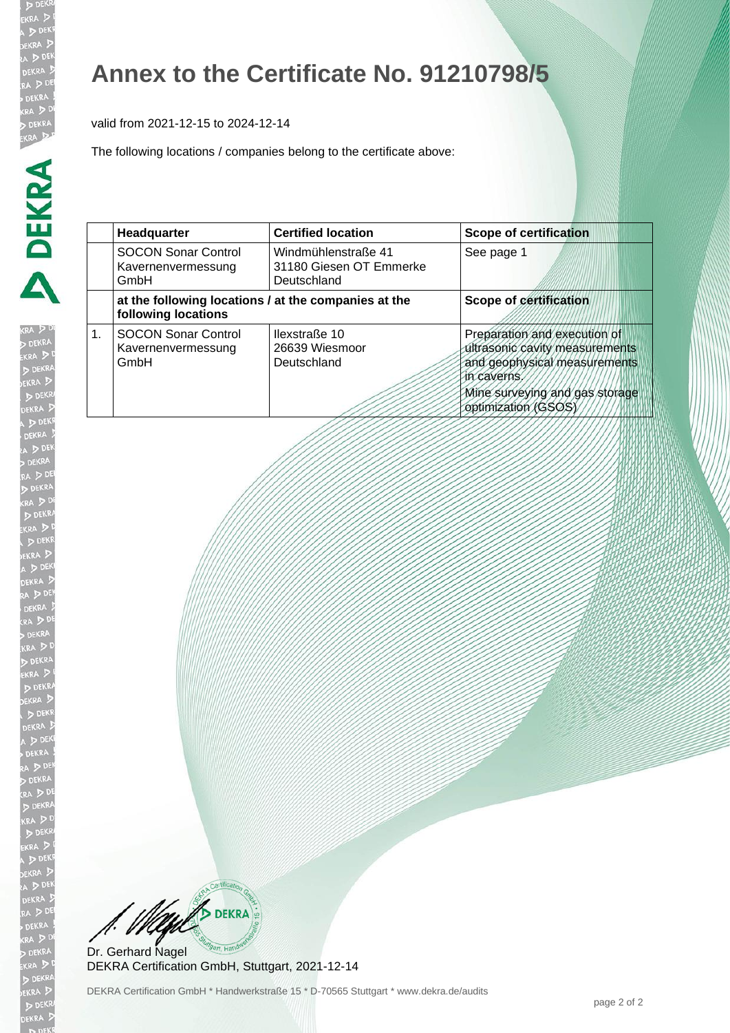# Annex to the Certificate No. 91210798/5

valid from 2021-12-15 to 2024-12-14

The following locations / companies belong to the certificate above:

| | Headquarter | Certified location | Scope of certification |
|---|---|---|---|
| | SOCON Sonar Control Kavernenvermessung GmbH | Windmühlenstraße 41<br>31180 Giesen OT Emmerke<br>Deutschland | See page 1 |
| | **at the following locations / at the companies at the following locations** | | **Scope of certification** |
| 1. | SOCON Sonar Control Kavernenvermessung GmbH | Ilexstraße 10<br>26639 Wiesmoor<br>Deutschland | Preparation and execution of ultrasonic cavity measurements and geophysical measurements in caverns.<br>Mine surveying and gas storage optimization (GSOS) |

Dr. Gerhard Nagel
DEKRA Certification GmbH, Stuttgart, 2021-12-14

DEKRA Certification GmbH * Handwerkstraße 15 * D-70565 Stuttgart * www.dekra.de/audits